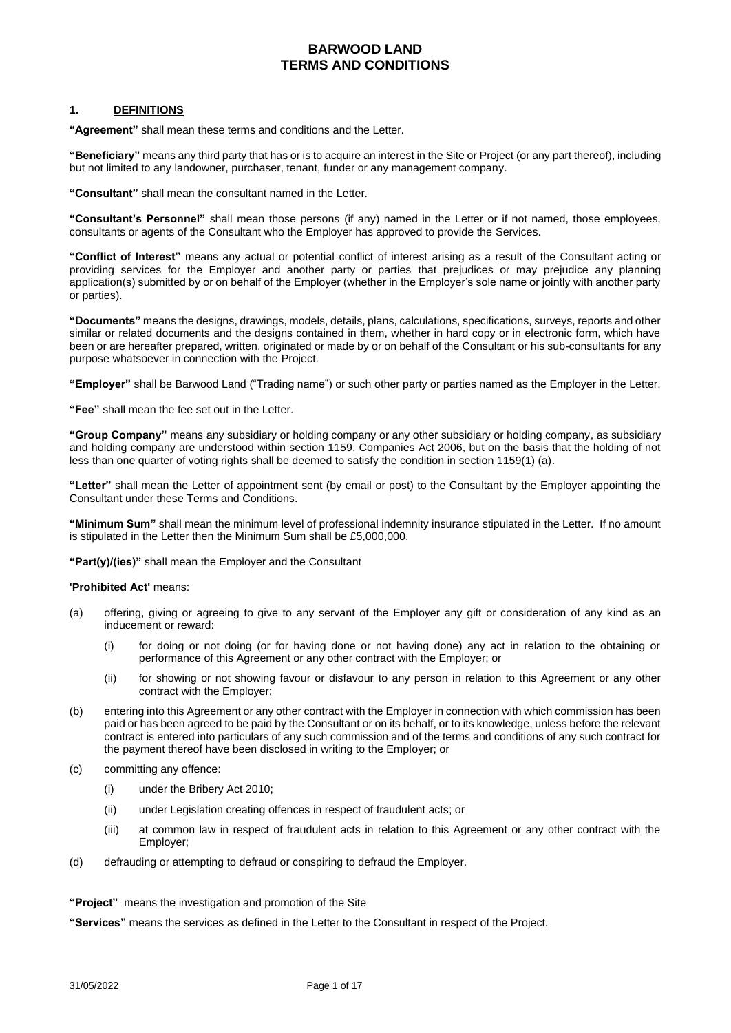# BARWOOD LAND
# TERMS AND CONDITIONS

## 1. DEFINITIONS

**"Agreement"** shall mean these terms and conditions and the Letter.

**"Beneficiary"** means any third party that has or is to acquire an interest in the Site or Project (or any part thereof), including but not limited to any landowner, purchaser, tenant, funder or any management company.

**"Consultant"** shall mean the consultant named in the Letter.

**"Consultant's Personnel"** shall mean those persons (if any) named in the Letter or if not named, those employees, consultants or agents of the Consultant who the Employer has approved to provide the Services.

**"Conflict of Interest"** means any actual or potential conflict of interest arising as a result of the Consultant acting or providing services for the Employer and another party or parties that prejudices or may prejudice any planning application(s) submitted by or on behalf of the Employer (whether in the Employer's sole name or jointly with another party or parties).

**"Documents"** means the designs, drawings, models, details, plans, calculations, specifications, surveys, reports and other similar or related documents and the designs contained in them, whether in hard copy or in electronic form, which have been or are hereafter prepared, written, originated or made by or on behalf of the Consultant or his sub-consultants for any purpose whatsoever in connection with the Project.

**"Employer"** shall be Barwood Land ("Trading name") or such other party or parties named as the Employer in the Letter.

**"Fee"** shall mean the fee set out in the Letter.

**"Group Company"** means any subsidiary or holding company or any other subsidiary or holding company, as subsidiary and holding company are understood within section 1159, Companies Act 2006, but on the basis that the holding of not less than one quarter of voting rights shall be deemed to satisfy the condition in section 1159(1) (a).

**"Letter"** shall mean the Letter of appointment sent (by email or post) to the Consultant by the Employer appointing the Consultant under these Terms and Conditions.

**"Minimum Sum"** shall mean the minimum level of professional indemnity insurance stipulated in the Letter. If no amount is stipulated in the Letter then the Minimum Sum shall be £5,000,000.

**"Part(y)/(ies)"** shall mean the Employer and the Consultant

**'Prohibited Act'** means:

(a) offering, giving or agreeing to give to any servant of the Employer any gift or consideration of any kind as an inducement or reward:

  (i) for doing or not doing (or for having done or not having done) any act in relation to the obtaining or performance of this Agreement or any other contract with the Employer; or

  (ii) for showing or not showing favour or disfavour to any person in relation to this Agreement or any other contract with the Employer;

(b) entering into this Agreement or any other contract with the Employer in connection with which commission has been paid or has been agreed to be paid by the Consultant or on its behalf, or to its knowledge, unless before the relevant contract is entered into particulars of any such commission and of the terms and conditions of any such contract for the payment thereof have been disclosed in writing to the Employer; or

(c) committing any offence:

  (i) under the Bribery Act 2010;

  (ii) under Legislation creating offences in respect of fraudulent acts; or

  (iii) at common law in respect of fraudulent acts in relation to this Agreement or any other contract with the Employer;

(d) defrauding or attempting to defraud or conspiring to defraud the Employer.

**"Project"** means the investigation and promotion of the Site

**"Services"** means the services as defined in the Letter to the Consultant in respect of the Project.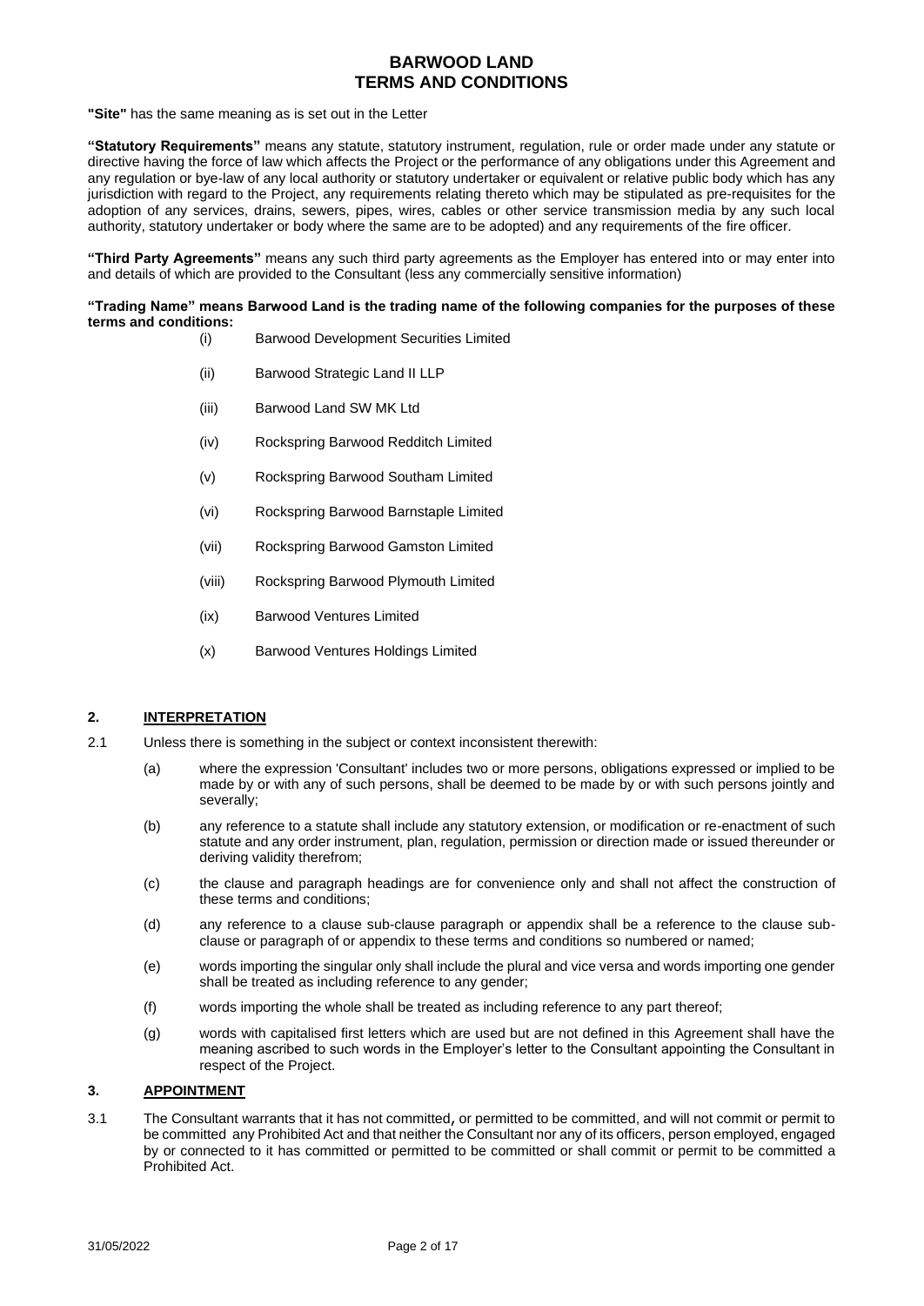**"Site"** has the same meaning as is set out in the Letter

**"Statutory Requirements"** means any statute, statutory instrument, regulation, rule or order made under any statute or directive having the force of law which affects the Project or the performance of any obligations under this Agreement and any regulation or bye-law of any local authority or statutory undertaker or equivalent or relative public body which has any jurisdiction with regard to the Project, any requirements relating thereto which may be stipulated as pre-requisites for the adoption of any services, drains, sewers, pipes, wires, cables or other service transmission media by any such local authority, statutory undertaker or body where the same are to be adopted) and any requirements of the fire officer.

**"Third Party Agreements"** means any such third party agreements as the Employer has entered into or may enter into and details of which are provided to the Consultant (less any commercially sensitive information)

**"Trading Name" means Barwood Land is the trading name of the following companies for the purposes of these terms and conditions:**

- (i) Barwood Development Securities Limited
- (ii) Barwood Strategic Land II LLP
- (iii) Barwood Land SW MK Ltd
- (iv) Rockspring Barwood Redditch Limited
- (v) Rockspring Barwood Southam Limited
- (vi) Rockspring Barwood Barnstaple Limited
- (vii) Rockspring Barwood Gamston Limited
- (viii) Rockspring Barwood Plymouth Limited
- (ix) Barwood Ventures Limited
- (x) Barwood Ventures Holdings Limited

## 2. INTERPRETATION

2.1 Unless there is something in the subject or context inconsistent therewith:

- (a) where the expression 'Consultant' includes two or more persons, obligations expressed or implied to be made by or with any of such persons, shall be deemed to be made by or with such persons jointly and severally;
- (b) any reference to a statute shall include any statutory extension, or modification or re-enactment of such statute and any order instrument, plan, regulation, permission or direction made or issued thereunder or deriving validity therefrom;
- (c) the clause and paragraph headings are for convenience only and shall not affect the construction of these terms and conditions;
- (d) any reference to a clause sub-clause paragraph or appendix shall be a reference to the clause sub-clause or paragraph of or appendix to these terms and conditions so numbered or named;
- (e) words importing the singular only shall include the plural and vice versa and words importing one gender shall be treated as including reference to any gender;
- (f) words importing the whole shall be treated as including reference to any part thereof;
- (g) words with capitalised first letters which are used but are not defined in this Agreement shall have the meaning ascribed to such words in the Employer's letter to the Consultant appointing the Consultant in respect of the Project.

## 3. APPOINTMENT

3.1 The Consultant warrants that it has not committed, or permitted to be committed, and will not commit or permit to be committed any Prohibited Act and that neither the Consultant nor any of its officers, person employed, engaged by or connected to it has committed or permitted to be committed or shall commit or permit to be committed a Prohibited Act.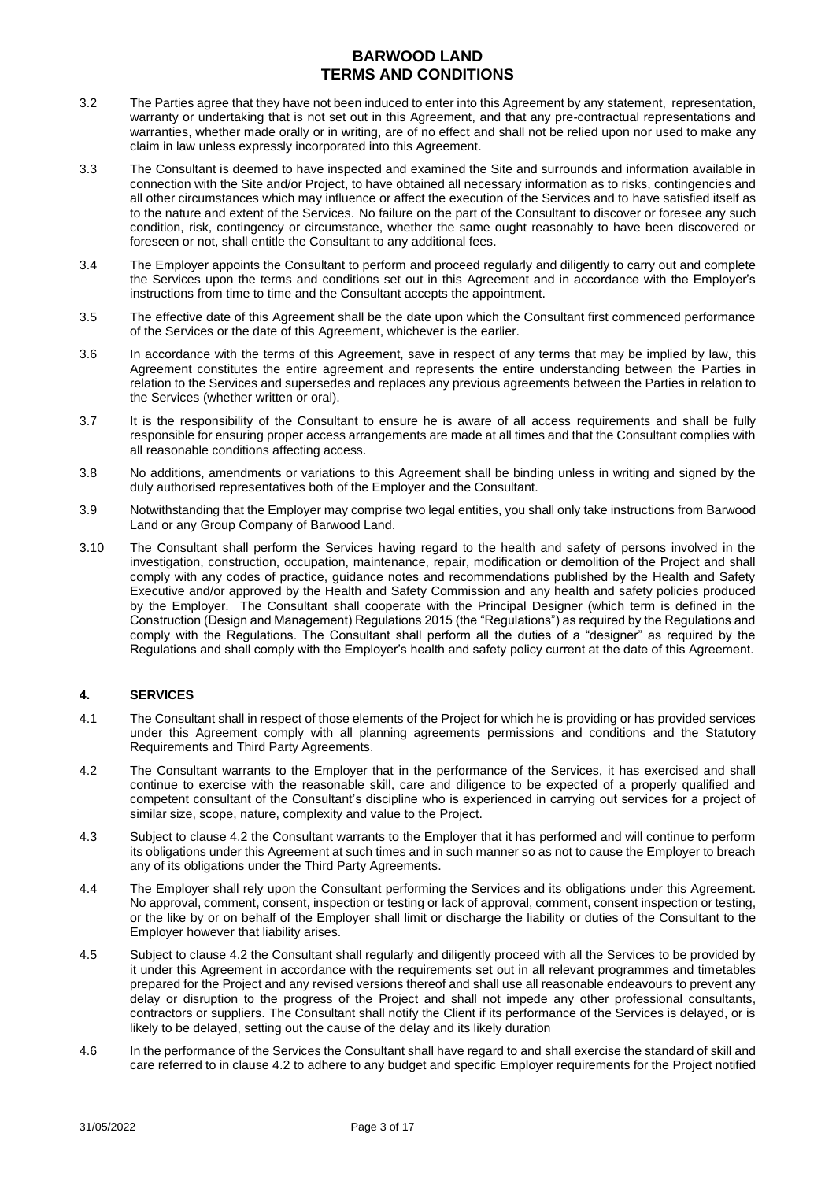3.2 The Parties agree that they have not been induced to enter into this Agreement by any statement, representation, warranty or undertaking that is not set out in this Agreement, and that any pre-contractual representations and warranties, whether made orally or in writing, are of no effect and shall not be relied upon nor used to make any claim in law unless expressly incorporated into this Agreement.

3.3 The Consultant is deemed to have inspected and examined the Site and surrounds and information available in connection with the Site and/or Project, to have obtained all necessary information as to risks, contingencies and all other circumstances which may influence or affect the execution of the Services and to have satisfied itself as to the nature and extent of the Services. No failure on the part of the Consultant to discover or foresee any such condition, risk, contingency or circumstance, whether the same ought reasonably to have been discovered or foreseen or not, shall entitle the Consultant to any additional fees.

3.4 The Employer appoints the Consultant to perform and proceed regularly and diligently to carry out and complete the Services upon the terms and conditions set out in this Agreement and in accordance with the Employer's instructions from time to time and the Consultant accepts the appointment.

3.5 The effective date of this Agreement shall be the date upon which the Consultant first commenced performance of the Services or the date of this Agreement, whichever is the earlier.

3.6 In accordance with the terms of this Agreement, save in respect of any terms that may be implied by law, this Agreement constitutes the entire agreement and represents the entire understanding between the Parties in relation to the Services and supersedes and replaces any previous agreements between the Parties in relation to the Services (whether written or oral).

3.7 It is the responsibility of the Consultant to ensure he is aware of all access requirements and shall be fully responsible for ensuring proper access arrangements are made at all times and that the Consultant complies with all reasonable conditions affecting access.

3.8 No additions, amendments or variations to this Agreement shall be binding unless in writing and signed by the duly authorised representatives both of the Employer and the Consultant.

3.9 Notwithstanding that the Employer may comprise two legal entities, you shall only take instructions from Barwood Land or any Group Company of Barwood Land.

3.10 The Consultant shall perform the Services having regard to the health and safety of persons involved in the investigation, construction, occupation, maintenance, repair, modification or demolition of the Project and shall comply with any codes of practice, guidance notes and recommendations published by the Health and Safety Executive and/or approved by the Health and Safety Commission and any health and safety policies produced by the Employer. The Consultant shall cooperate with the Principal Designer (which term is defined in the Construction (Design and Management) Regulations 2015 (the "Regulations") as required by the Regulations and comply with the Regulations. The Consultant shall perform all the duties of a "designer" as required by the Regulations and shall comply with the Employer's health and safety policy current at the date of this Agreement.

## 4. SERVICES

4.1 The Consultant shall in respect of those elements of the Project for which he is providing or has provided services under this Agreement comply with all planning agreements permissions and conditions and the Statutory Requirements and Third Party Agreements.

4.2 The Consultant warrants to the Employer that in the performance of the Services, it has exercised and shall continue to exercise with the reasonable skill, care and diligence to be expected of a properly qualified and competent consultant of the Consultant's discipline who is experienced in carrying out services for a project of similar size, scope, nature, complexity and value to the Project.

4.3 Subject to clause 4.2 the Consultant warrants to the Employer that it has performed and will continue to perform its obligations under this Agreement at such times and in such manner so as not to cause the Employer to breach any of its obligations under the Third Party Agreements.

4.4 The Employer shall rely upon the Consultant performing the Services and its obligations under this Agreement. No approval, comment, consent, inspection or testing or lack of approval, comment, consent inspection or testing, or the like by or on behalf of the Employer shall limit or discharge the liability or duties of the Consultant to the Employer however that liability arises.

4.5 Subject to clause 4.2 the Consultant shall regularly and diligently proceed with all the Services to be provided by it under this Agreement in accordance with the requirements set out in all relevant programmes and timetables prepared for the Project and any revised versions thereof and shall use all reasonable endeavours to prevent any delay or disruption to the progress of the Project and shall not impede any other professional consultants, contractors or suppliers. The Consultant shall notify the Client if its performance of the Services is delayed, or is likely to be delayed, setting out the cause of the delay and its likely duration

4.6 In the performance of the Services the Consultant shall have regard to and shall exercise the standard of skill and care referred to in clause 4.2 to adhere to any budget and specific Employer requirements for the Project notified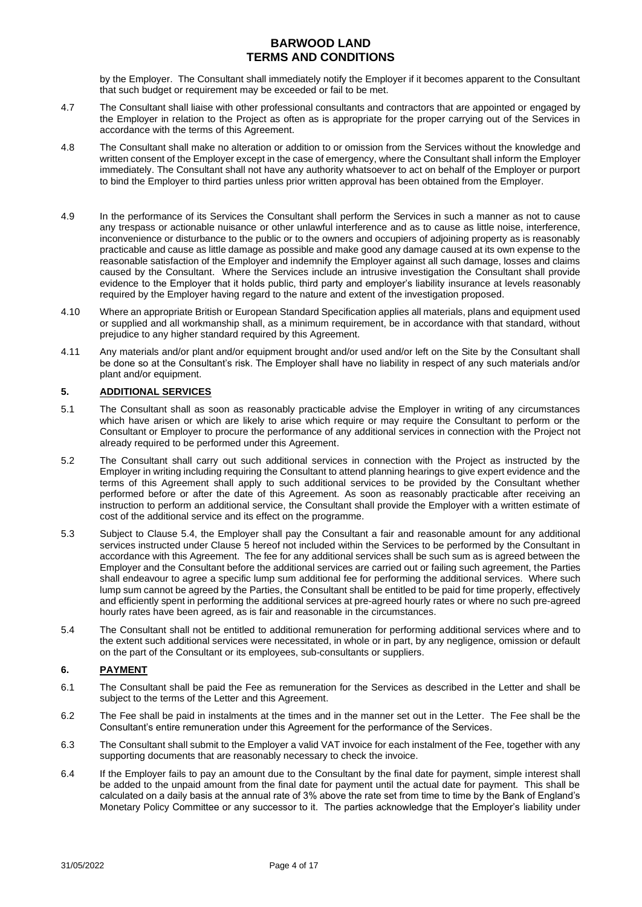by the Employer. The Consultant shall immediately notify the Employer if it becomes apparent to the Consultant that such budget or requirement may be exceeded or fail to be met.

4.7 The Consultant shall liaise with other professional consultants and contractors that are appointed or engaged by the Employer in relation to the Project as often as is appropriate for the proper carrying out of the Services in accordance with the terms of this Agreement.

4.8 The Consultant shall make no alteration or addition to or omission from the Services without the knowledge and written consent of the Employer except in the case of emergency, where the Consultant shall inform the Employer immediately. The Consultant shall not have any authority whatsoever to act on behalf of the Employer or purport to bind the Employer to third parties unless prior written approval has been obtained from the Employer.

4.9 In the performance of its Services the Consultant shall perform the Services in such a manner as not to cause any trespass or actionable nuisance or other unlawful interference and as to cause as little noise, interference, inconvenience or disturbance to the public or to the owners and occupiers of adjoining property as is reasonably practicable and cause as little damage as possible and make good any damage caused at its own expense to the reasonable satisfaction of the Employer and indemnify the Employer against all such damage, losses and claims caused by the Consultant. Where the Services include an intrusive investigation the Consultant shall provide evidence to the Employer that it holds public, third party and employer's liability insurance at levels reasonably required by the Employer having regard to the nature and extent of the investigation proposed.

4.10 Where an appropriate British or European Standard Specification applies all materials, plans and equipment used or supplied and all workmanship shall, as a minimum requirement, be in accordance with that standard, without prejudice to any higher standard required by this Agreement.

4.11 Any materials and/or plant and/or equipment brought and/or used and/or left on the Site by the Consultant shall be done so at the Consultant's risk. The Employer shall have no liability in respect of any such materials and/or plant and/or equipment.

## 5. ADDITIONAL SERVICES

5.1 The Consultant shall as soon as reasonably practicable advise the Employer in writing of any circumstances which have arisen or which are likely to arise which require or may require the Consultant to perform or the Consultant or Employer to procure the performance of any additional services in connection with the Project not already required to be performed under this Agreement.

5.2 The Consultant shall carry out such additional services in connection with the Project as instructed by the Employer in writing including requiring the Consultant to attend planning hearings to give expert evidence and the terms of this Agreement shall apply to such additional services to be provided by the Consultant whether performed before or after the date of this Agreement. As soon as reasonably practicable after receiving an instruction to perform an additional service, the Consultant shall provide the Employer with a written estimate of cost of the additional service and its effect on the programme.

5.3 Subject to Clause 5.4, the Employer shall pay the Consultant a fair and reasonable amount for any additional services instructed under Clause 5 hereof not included within the Services to be performed by the Consultant in accordance with this Agreement. The fee for any additional services shall be such sum as is agreed between the Employer and the Consultant before the additional services are carried out or failing such agreement, the Parties shall endeavour to agree a specific lump sum additional fee for performing the additional services. Where such lump sum cannot be agreed by the Parties, the Consultant shall be entitled to be paid for time properly, effectively and efficiently spent in performing the additional services at pre-agreed hourly rates or where no such pre-agreed hourly rates have been agreed, as is fair and reasonable in the circumstances.

5.4 The Consultant shall not be entitled to additional remuneration for performing additional services where and to the extent such additional services were necessitated, in whole or in part, by any negligence, omission or default on the part of the Consultant or its employees, sub-consultants or suppliers.

## 6. PAYMENT

6.1 The Consultant shall be paid the Fee as remuneration for the Services as described in the Letter and shall be subject to the terms of the Letter and this Agreement.

6.2 The Fee shall be paid in instalments at the times and in the manner set out in the Letter. The Fee shall be the Consultant's entire remuneration under this Agreement for the performance of the Services.

6.3 The Consultant shall submit to the Employer a valid VAT invoice for each instalment of the Fee, together with any supporting documents that are reasonably necessary to check the invoice.

6.4 If the Employer fails to pay an amount due to the Consultant by the final date for payment, simple interest shall be added to the unpaid amount from the final date for payment until the actual date for payment. This shall be calculated on a daily basis at the annual rate of 3% above the rate set from time to time by the Bank of England's Monetary Policy Committee or any successor to it. The parties acknowledge that the Employer's liability under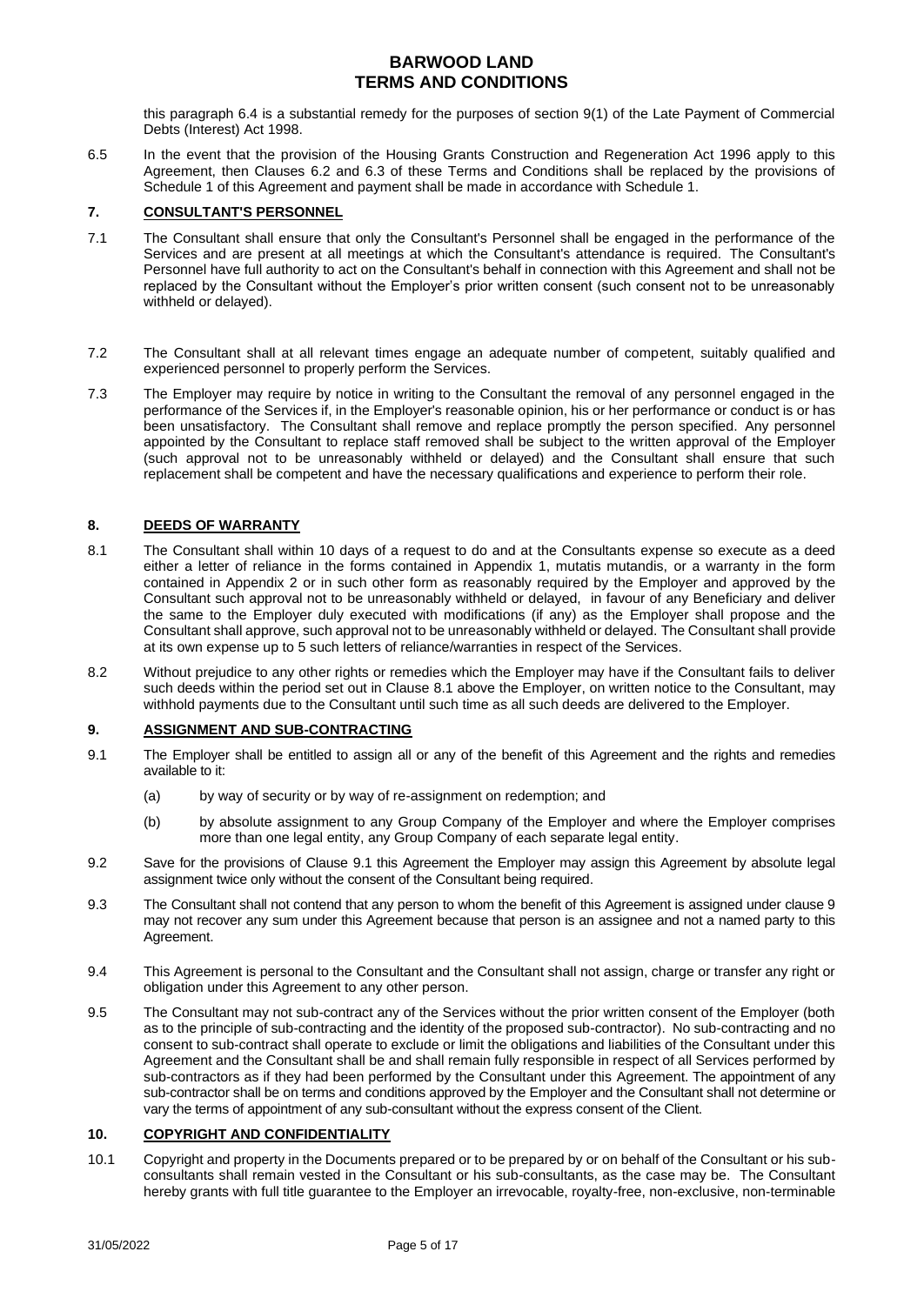this paragraph 6.4 is a substantial remedy for the purposes of section 9(1) of the Late Payment of Commercial Debts (Interest) Act 1998.

6.5 In the event that the provision of the Housing Grants Construction and Regeneration Act 1996 apply to this Agreement, then Clauses 6.2 and 6.3 of these Terms and Conditions shall be replaced by the provisions of Schedule 1 of this Agreement and payment shall be made in accordance with Schedule 1.

## 7. CONSULTANT'S PERSONNEL

7.1 The Consultant shall ensure that only the Consultant's Personnel shall be engaged in the performance of the Services and are present at all meetings at which the Consultant's attendance is required. The Consultant's Personnel have full authority to act on the Consultant's behalf in connection with this Agreement and shall not be replaced by the Consultant without the Employer's prior written consent (such consent not to be unreasonably withheld or delayed).

7.2 The Consultant shall at all relevant times engage an adequate number of competent, suitably qualified and experienced personnel to properly perform the Services.

7.3 The Employer may require by notice in writing to the Consultant the removal of any personnel engaged in the performance of the Services if, in the Employer's reasonable opinion, his or her performance or conduct is or has been unsatisfactory. The Consultant shall remove and replace promptly the person specified. Any personnel appointed by the Consultant to replace staff removed shall be subject to the written approval of the Employer (such approval not to be unreasonably withheld or delayed) and the Consultant shall ensure that such replacement shall be competent and have the necessary qualifications and experience to perform their role.

## 8. DEEDS OF WARRANTY

8.1 The Consultant shall within 10 days of a request to do and at the Consultants expense so execute as a deed either a letter of reliance in the forms contained in Appendix 1, mutatis mutandis, or a warranty in the form contained in Appendix 2 or in such other form as reasonably required by the Employer and approved by the Consultant such approval not to be unreasonably withheld or delayed, in favour of any Beneficiary and deliver the same to the Employer duly executed with modifications (if any) as the Employer shall propose and the Consultant shall approve, such approval not to be unreasonably withheld or delayed. The Consultant shall provide at its own expense up to 5 such letters of reliance/warranties in respect of the Services.

8.2 Without prejudice to any other rights or remedies which the Employer may have if the Consultant fails to deliver such deeds within the period set out in Clause 8.1 above the Employer, on written notice to the Consultant, may withhold payments due to the Consultant until such time as all such deeds are delivered to the Employer.

## 9. ASSIGNMENT AND SUB-CONTRACTING

9.1 The Employer shall be entitled to assign all or any of the benefit of this Agreement and the rights and remedies available to it:

(a) by way of security or by way of re-assignment on redemption; and

(b) by absolute assignment to any Group Company of the Employer and where the Employer comprises more than one legal entity, any Group Company of each separate legal entity.

9.2 Save for the provisions of Clause 9.1 this Agreement the Employer may assign this Agreement by absolute legal assignment twice only without the consent of the Consultant being required.

9.3 The Consultant shall not contend that any person to whom the benefit of this Agreement is assigned under clause 9 may not recover any sum under this Agreement because that person is an assignee and not a named party to this Agreement.

9.4 This Agreement is personal to the Consultant and the Consultant shall not assign, charge or transfer any right or obligation under this Agreement to any other person.

9.5 The Consultant may not sub-contract any of the Services without the prior written consent of the Employer (both as to the principle of sub-contracting and the identity of the proposed sub-contractor). No sub-contracting and no consent to sub-contract shall operate to exclude or limit the obligations and liabilities of the Consultant under this Agreement and the Consultant shall be and shall remain fully responsible in respect of all Services performed by sub-contractors as if they had been performed by the Consultant under this Agreement. The appointment of any sub-contractor shall be on terms and conditions approved by the Employer and the Consultant shall not determine or vary the terms of appointment of any sub-consultant without the express consent of the Client.

## 10. COPYRIGHT AND CONFIDENTIALITY

10.1 Copyright and property in the Documents prepared or to be prepared by or on behalf of the Consultant or his sub-consultants shall remain vested in the Consultant or his sub-consultants, as the case may be. The Consultant hereby grants with full title guarantee to the Employer an irrevocable, royalty-free, non-exclusive, non-terminable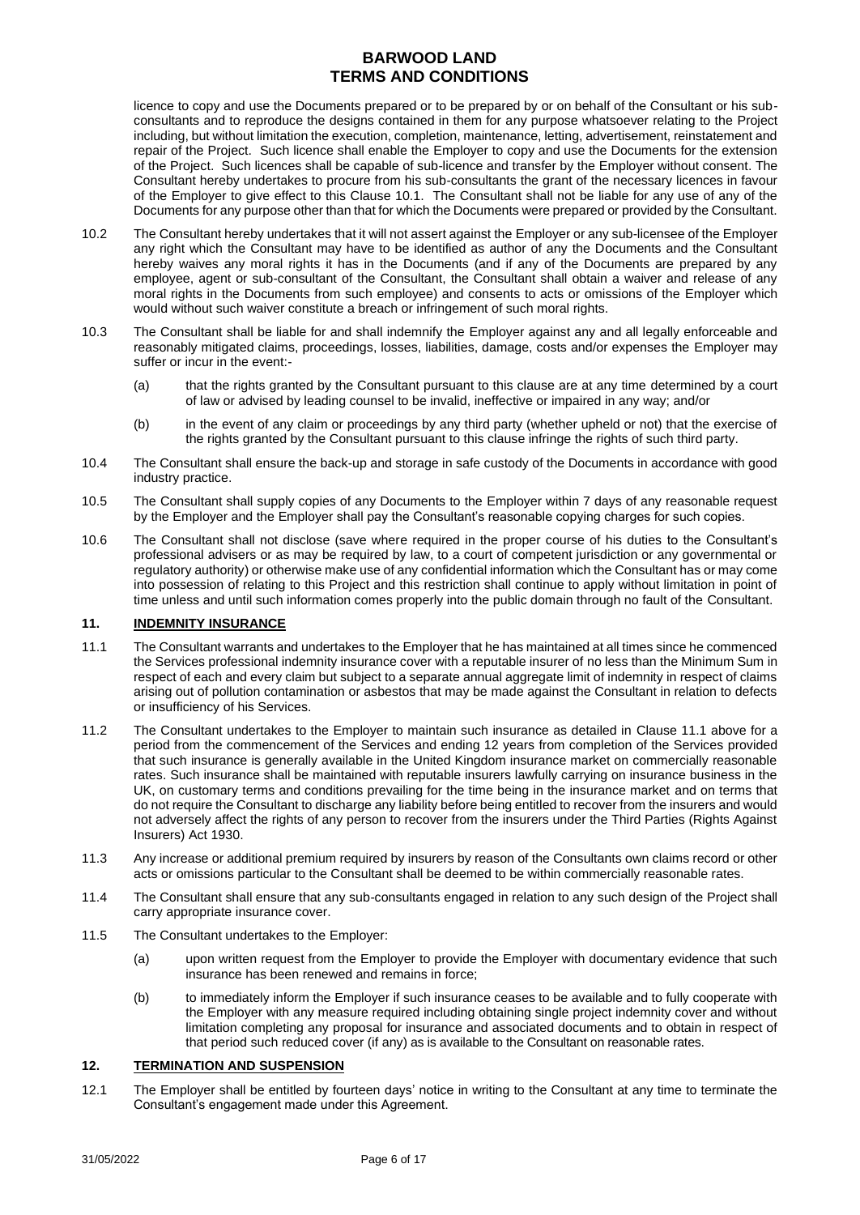licence to copy and use the Documents prepared or to be prepared by or on behalf of the Consultant or his sub-consultants and to reproduce the designs contained in them for any purpose whatsoever relating to the Project including, but without limitation the execution, completion, maintenance, letting, advertisement, reinstatement and repair of the Project. Such licence shall enable the Employer to copy and use the Documents for the extension of the Project. Such licences shall be capable of sub-licence and transfer by the Employer without consent. The Consultant hereby undertakes to procure from his sub-consultants the grant of the necessary licences in favour of the Employer to give effect to this Clause 10.1. The Consultant shall not be liable for any use of any of the Documents for any purpose other than that for which the Documents were prepared or provided by the Consultant.

10.2 The Consultant hereby undertakes that it will not assert against the Employer or any sub-licensee of the Employer any right which the Consultant may have to be identified as author of any the Documents and the Consultant hereby waives any moral rights it has in the Documents (and if any of the Documents are prepared by any employee, agent or sub-consultant of the Consultant, the Consultant shall obtain a waiver and release of any moral rights in the Documents from such employee) and consents to acts or omissions of the Employer which would without such waiver constitute a breach or infringement of such moral rights.

10.3 The Consultant shall be liable for and shall indemnify the Employer against any and all legally enforceable and reasonably mitigated claims, proceedings, losses, liabilities, damage, costs and/or expenses the Employer may suffer or incur in the event:-

(a) that the rights granted by the Consultant pursuant to this clause are at any time determined by a court of law or advised by leading counsel to be invalid, ineffective or impaired in any way; and/or

(b) in the event of any claim or proceedings by any third party (whether upheld or not) that the exercise of the rights granted by the Consultant pursuant to this clause infringe the rights of such third party.

10.4 The Consultant shall ensure the back-up and storage in safe custody of the Documents in accordance with good industry practice.

10.5 The Consultant shall supply copies of any Documents to the Employer within 7 days of any reasonable request by the Employer and the Employer shall pay the Consultant's reasonable copying charges for such copies.

10.6 The Consultant shall not disclose (save where required in the proper course of his duties to the Consultant's professional advisers or as may be required by law, to a court of competent jurisdiction or any governmental or regulatory authority) or otherwise make use of any confidential information which the Consultant has or may come into possession of relating to this Project and this restriction shall continue to apply without limitation in point of time unless and until such information comes properly into the public domain through no fault of the Consultant.

## 11. INDEMNITY INSURANCE

11.1 The Consultant warrants and undertakes to the Employer that he has maintained at all times since he commenced the Services professional indemnity insurance cover with a reputable insurer of no less than the Minimum Sum in respect of each and every claim but subject to a separate annual aggregate limit of indemnity in respect of claims arising out of pollution contamination or asbestos that may be made against the Consultant in relation to defects or insufficiency of his Services.

11.2 The Consultant undertakes to the Employer to maintain such insurance as detailed in Clause 11.1 above for a period from the commencement of the Services and ending 12 years from completion of the Services provided that such insurance is generally available in the United Kingdom insurance market on commercially reasonable rates. Such insurance shall be maintained with reputable insurers lawfully carrying on insurance business in the UK, on customary terms and conditions prevailing for the time being in the insurance market and on terms that do not require the Consultant to discharge any liability before being entitled to recover from the insurers and would not adversely affect the rights of any person to recover from the insurers under the Third Parties (Rights Against Insurers) Act 1930.

11.3 Any increase or additional premium required by insurers by reason of the Consultants own claims record or other acts or omissions particular to the Consultant shall be deemed to be within commercially reasonable rates.

11.4 The Consultant shall ensure that any sub-consultants engaged in relation to any such design of the Project shall carry appropriate insurance cover.

11.5 The Consultant undertakes to the Employer:

(a) upon written request from the Employer to provide the Employer with documentary evidence that such insurance has been renewed and remains in force;

(b) to immediately inform the Employer if such insurance ceases to be available and to fully cooperate with the Employer with any measure required including obtaining single project indemnity cover and without limitation completing any proposal for insurance and associated documents and to obtain in respect of that period such reduced cover (if any) as is available to the Consultant on reasonable rates.

## 12. TERMINATION AND SUSPENSION

12.1 The Employer shall be entitled by fourteen days' notice in writing to the Consultant at any time to terminate the Consultant's engagement made under this Agreement.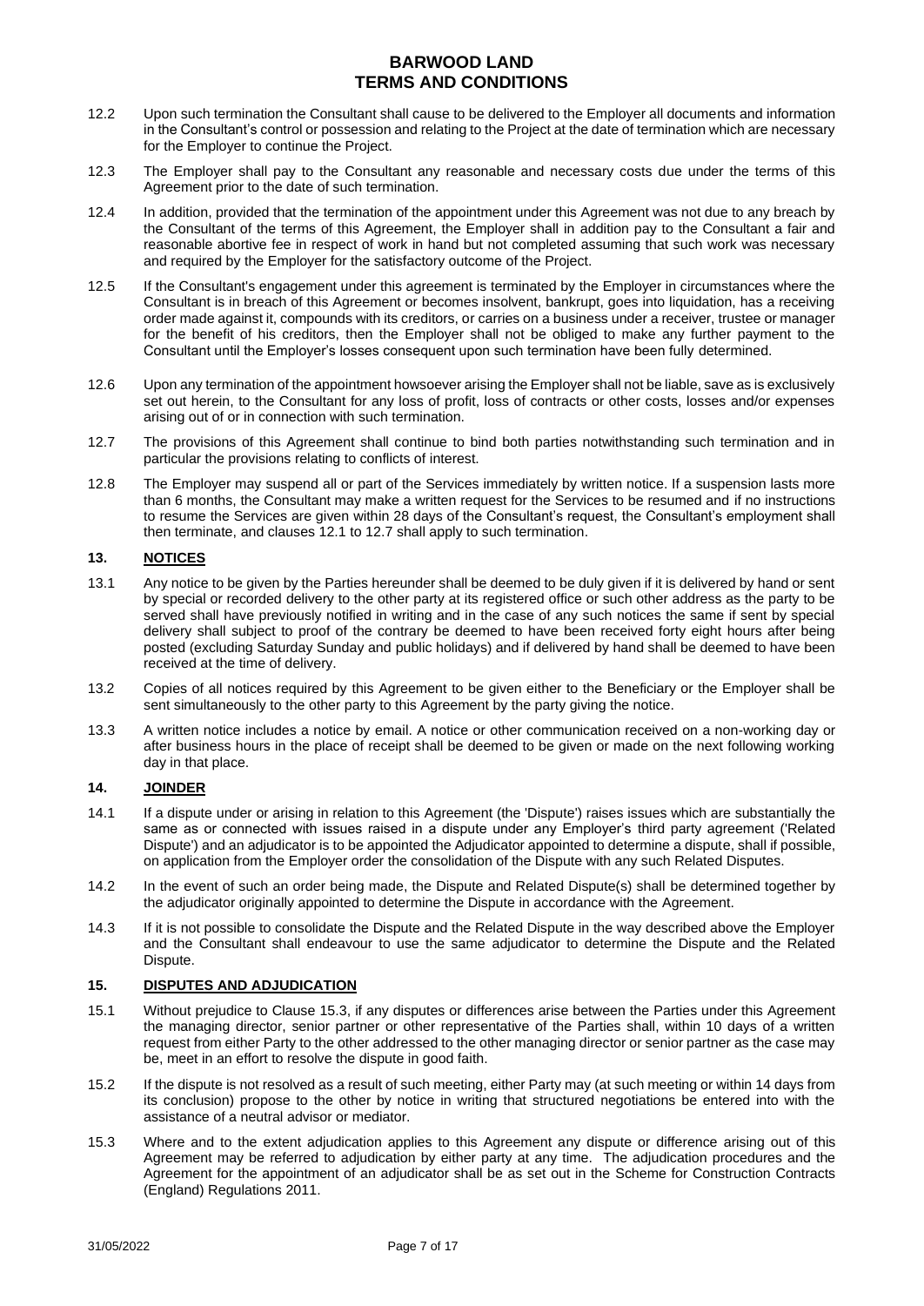12.2 Upon such termination the Consultant shall cause to be delivered to the Employer all documents and information in the Consultant's control or possession and relating to the Project at the date of termination which are necessary for the Employer to continue the Project.

12.3 The Employer shall pay to the Consultant any reasonable and necessary costs due under the terms of this Agreement prior to the date of such termination.

12.4 In addition, provided that the termination of the appointment under this Agreement was not due to any breach by the Consultant of the terms of this Agreement, the Employer shall in addition pay to the Consultant a fair and reasonable abortive fee in respect of work in hand but not completed assuming that such work was necessary and required by the Employer for the satisfactory outcome of the Project.

12.5 If the Consultant's engagement under this agreement is terminated by the Employer in circumstances where the Consultant is in breach of this Agreement or becomes insolvent, bankrupt, goes into liquidation, has a receiving order made against it, compounds with its creditors, or carries on a business under a receiver, trustee or manager for the benefit of his creditors, then the Employer shall not be obliged to make any further payment to the Consultant until the Employer's losses consequent upon such termination have been fully determined.

12.6 Upon any termination of the appointment howsoever arising the Employer shall not be liable, save as is exclusively set out herein, to the Consultant for any loss of profit, loss of contracts or other costs, losses and/or expenses arising out of or in connection with such termination.

12.7 The provisions of this Agreement shall continue to bind both parties notwithstanding such termination and in particular the provisions relating to conflicts of interest.

12.8 The Employer may suspend all or part of the Services immediately by written notice. If a suspension lasts more than 6 months, the Consultant may make a written request for the Services to be resumed and if no instructions to resume the Services are given within 28 days of the Consultant's request, the Consultant's employment shall then terminate, and clauses 12.1 to 12.7 shall apply to such termination.

## 13. NOTICES

13.1 Any notice to be given by the Parties hereunder shall be deemed to be duly given if it is delivered by hand or sent by special or recorded delivery to the other party at its registered office or such other address as the party to be served shall have previously notified in writing and in the case of any such notices the same if sent by special delivery shall subject to proof of the contrary be deemed to have been received forty eight hours after being posted (excluding Saturday Sunday and public holidays) and if delivered by hand shall be deemed to have been received at the time of delivery.

13.2 Copies of all notices required by this Agreement to be given either to the Beneficiary or the Employer shall be sent simultaneously to the other party to this Agreement by the party giving the notice.

13.3 A written notice includes a notice by email. A notice or other communication received on a non-working day or after business hours in the place of receipt shall be deemed to be given or made on the next following working day in that place.

## 14. JOINDER

14.1 If a dispute under or arising in relation to this Agreement (the 'Dispute') raises issues which are substantially the same as or connected with issues raised in a dispute under any Employer's third party agreement ('Related Dispute') and an adjudicator is to be appointed the Adjudicator appointed to determine a dispute, shall if possible, on application from the Employer order the consolidation of the Dispute with any such Related Disputes.

14.2 In the event of such an order being made, the Dispute and Related Dispute(s) shall be determined together by the adjudicator originally appointed to determine the Dispute in accordance with the Agreement.

14.3 If it is not possible to consolidate the Dispute and the Related Dispute in the way described above the Employer and the Consultant shall endeavour to use the same adjudicator to determine the Dispute and the Related Dispute.

## 15. DISPUTES AND ADJUDICATION

15.1 Without prejudice to Clause 15.3, if any disputes or differences arise between the Parties under this Agreement the managing director, senior partner or other representative of the Parties shall, within 10 days of a written request from either Party to the other addressed to the other managing director or senior partner as the case may be, meet in an effort to resolve the dispute in good faith.

15.2 If the dispute is not resolved as a result of such meeting, either Party may (at such meeting or within 14 days from its conclusion) propose to the other by notice in writing that structured negotiations be entered into with the assistance of a neutral advisor or mediator.

15.3 Where and to the extent adjudication applies to this Agreement any dispute or difference arising out of this Agreement may be referred to adjudication by either party at any time. The adjudication procedures and the Agreement for the appointment of an adjudicator shall be as set out in the Scheme for Construction Contracts (England) Regulations 2011.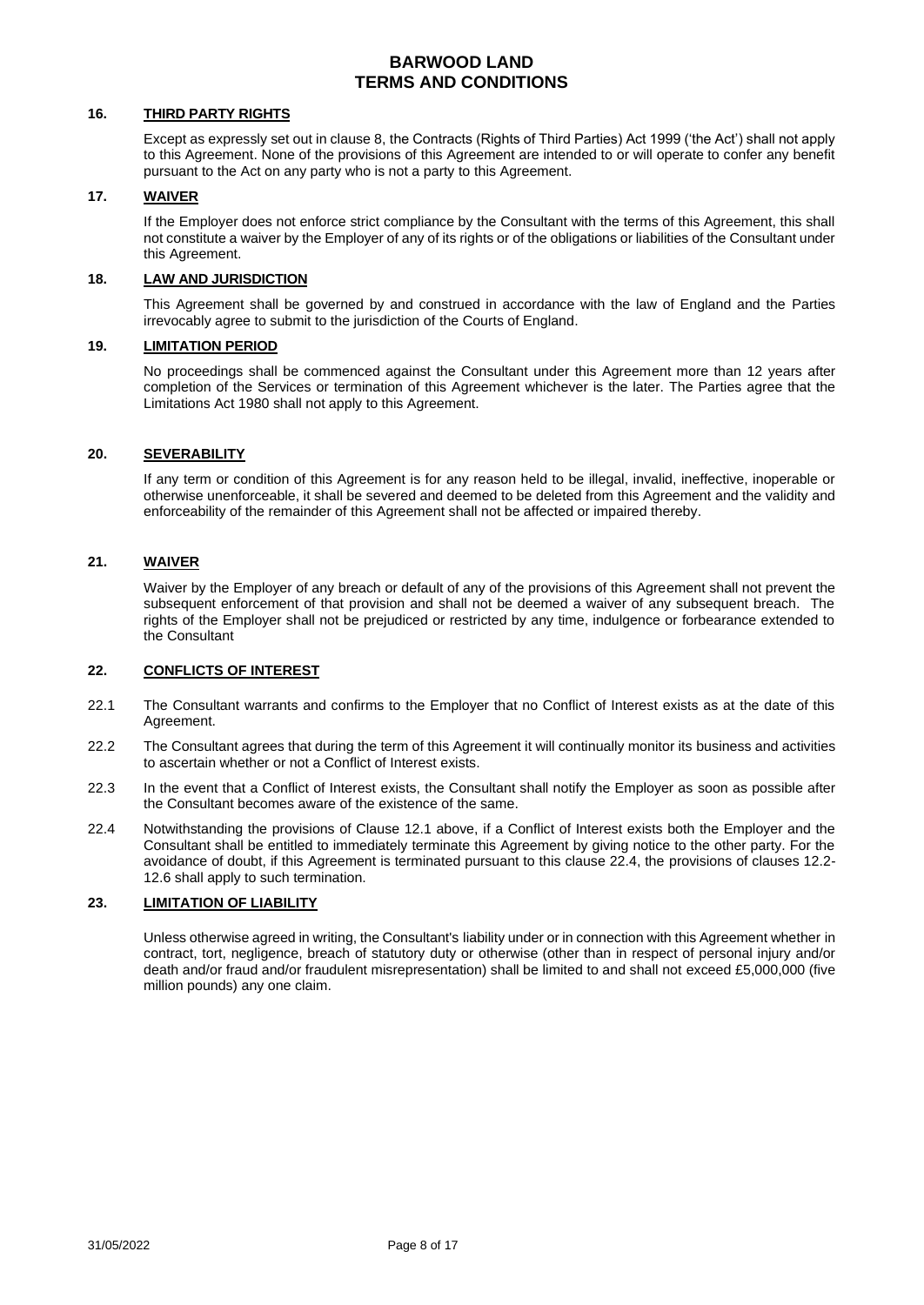## 16. THIRD PARTY RIGHTS

Except as expressly set out in clause 8, the Contracts (Rights of Third Parties) Act 1999 ('the Act') shall not apply to this Agreement. None of the provisions of this Agreement are intended to or will operate to confer any benefit pursuant to the Act on any party who is not a party to this Agreement.

## 17. WAIVER

If the Employer does not enforce strict compliance by the Consultant with the terms of this Agreement, this shall not constitute a waiver by the Employer of any of its rights or of the obligations or liabilities of the Consultant under this Agreement.

## 18. LAW AND JURISDICTION

This Agreement shall be governed by and construed in accordance with the law of England and the Parties irrevocably agree to submit to the jurisdiction of the Courts of England.

## 19. LIMITATION PERIOD

No proceedings shall be commenced against the Consultant under this Agreement more than 12 years after completion of the Services or termination of this Agreement whichever is the later. The Parties agree that the Limitations Act 1980 shall not apply to this Agreement.

## 20. SEVERABILITY

If any term or condition of this Agreement is for any reason held to be illegal, invalid, ineffective, inoperable or otherwise unenforceable, it shall be severed and deemed to be deleted from this Agreement and the validity and enforceability of the remainder of this Agreement shall not be affected or impaired thereby.

## 21. WAIVER

Waiver by the Employer of any breach or default of any of the provisions of this Agreement shall not prevent the subsequent enforcement of that provision and shall not be deemed a waiver of any subsequent breach. The rights of the Employer shall not be prejudiced or restricted by any time, indulgence or forbearance extended to the Consultant

## 22. CONFLICTS OF INTEREST

22.1 The Consultant warrants and confirms to the Employer that no Conflict of Interest exists as at the date of this Agreement.

22.2 The Consultant agrees that during the term of this Agreement it will continually monitor its business and activities to ascertain whether or not a Conflict of Interest exists.

22.3 In the event that a Conflict of Interest exists, the Consultant shall notify the Employer as soon as possible after the Consultant becomes aware of the existence of the same.

22.4 Notwithstanding the provisions of Clause 12.1 above, if a Conflict of Interest exists both the Employer and the Consultant shall be entitled to immediately terminate this Agreement by giving notice to the other party. For the avoidance of doubt, if this Agreement is terminated pursuant to this clause 22.4, the provisions of clauses 12.2-12.6 shall apply to such termination.

## 23. LIMITATION OF LIABILITY

Unless otherwise agreed in writing, the Consultant's liability under or in connection with this Agreement whether in contract, tort, negligence, breach of statutory duty or otherwise (other than in respect of personal injury and/or death and/or fraud and/or fraudulent misrepresentation) shall be limited to and shall not exceed £5,000,000 (five million pounds) any one claim.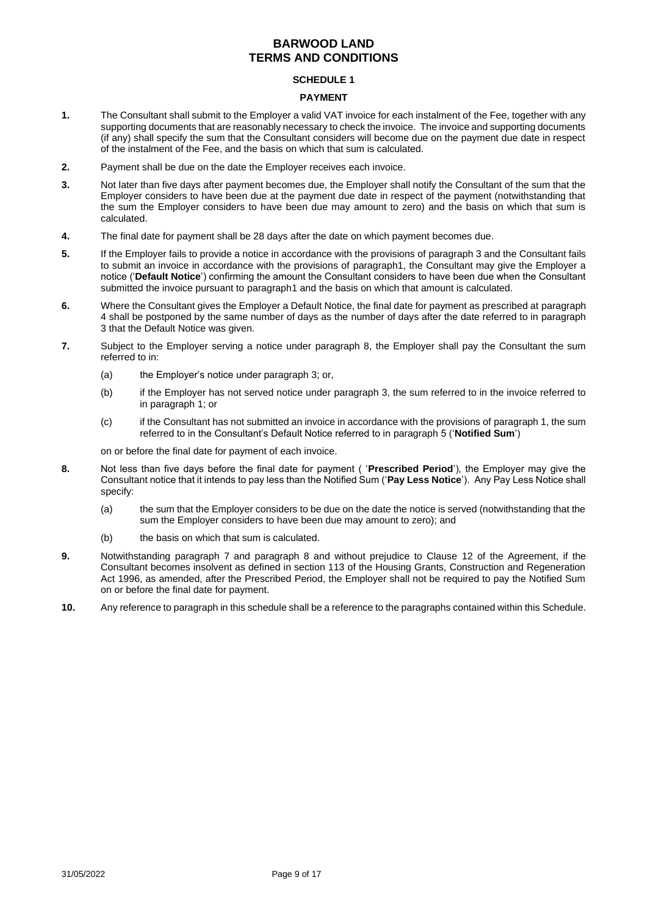# BARWOOD LAND
# TERMS AND CONDITIONS

### SCHEDULE 1

### PAYMENT

**1.** The Consultant shall submit to the Employer a valid VAT invoice for each instalment of the Fee, together with any supporting documents that are reasonably necessary to check the invoice. The invoice and supporting documents (if any) shall specify the sum that the Consultant considers will become due on the payment due date in respect of the instalment of the Fee, and the basis on which that sum is calculated.

**2.** Payment shall be due on the date the Employer receives each invoice.

**3.** Not later than five days after payment becomes due, the Employer shall notify the Consultant of the sum that the Employer considers to have been due at the payment due date in respect of the payment (notwithstanding that the sum the Employer considers to have been due may amount to zero) and the basis on which that sum is calculated.

**4.** The final date for payment shall be 28 days after the date on which payment becomes due.

**5.** If the Employer fails to provide a notice in accordance with the provisions of paragraph 3 and the Consultant fails to submit an invoice in accordance with the provisions of paragraph1, the Consultant may give the Employer a notice ('**Default Notice**') confirming the amount the Consultant considers to have been due when the Consultant submitted the invoice pursuant to paragraph1 and the basis on which that amount is calculated.

**6.** Where the Consultant gives the Employer a Default Notice, the final date for payment as prescribed at paragraph 4 shall be postponed by the same number of days as the number of days after the date referred to in paragraph 3 that the Default Notice was given.

**7.** Subject to the Employer serving a notice under paragraph 8, the Employer shall pay the Consultant the sum referred to in:

(a) the Employer's notice under paragraph 3; or,

(b) if the Employer has not served notice under paragraph 3, the sum referred to in the invoice referred to in paragraph 1; or

(c) if the Consultant has not submitted an invoice in accordance with the provisions of paragraph 1, the sum referred to in the Consultant's Default Notice referred to in paragraph 5 ('**Notified Sum**')

on or before the final date for payment of each invoice.

**8.** Not less than five days before the final date for payment ( '**Prescribed Period**'), the Employer may give the Consultant notice that it intends to pay less than the Notified Sum ('**Pay Less Notice**'). Any Pay Less Notice shall specify:

(a) the sum that the Employer considers to be due on the date the notice is served (notwithstanding that the sum the Employer considers to have been due may amount to zero); and

(b) the basis on which that sum is calculated.

**9.** Notwithstanding paragraph 7 and paragraph 8 and without prejudice to Clause 12 of the Agreement, if the Consultant becomes insolvent as defined in section 113 of the Housing Grants, Construction and Regeneration Act 1996, as amended, after the Prescribed Period, the Employer shall not be required to pay the Notified Sum on or before the final date for payment.

**10.** Any reference to paragraph in this schedule shall be a reference to the paragraphs contained within this Schedule.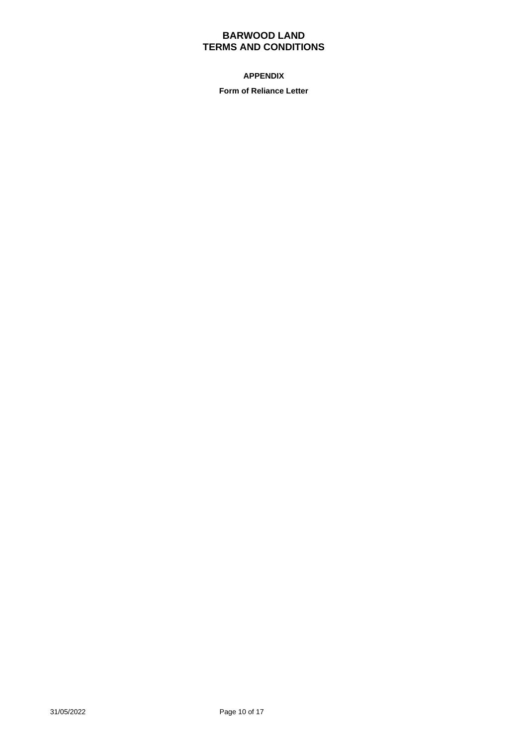**APPENDIX**

**Form of Reliance Letter**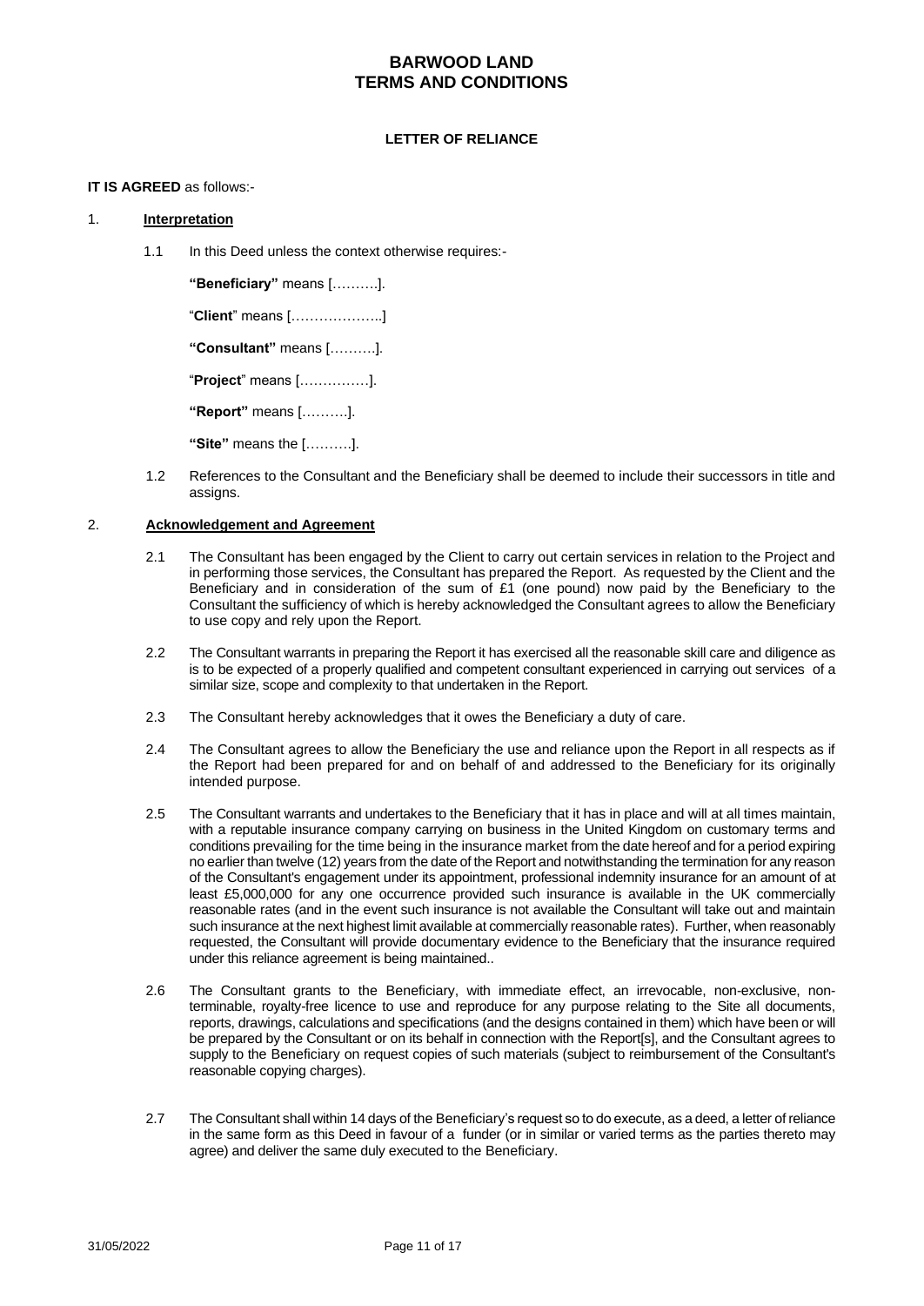# BARWOOD LAND
# TERMS AND CONDITIONS

**LETTER OF RELIANCE**

**IT IS AGREED** as follows:-

1. **Interpretation**

   1.1 In this Deed unless the context otherwise requires:-

   **"Beneficiary"** means [……….].

   "**Client**" means [………………..]

   **"Consultant"** means [……….].

   "**Project**" means [……………].

   **"Report"** means [……….].

   **"Site"** means the [……….].

   1.2 References to the Consultant and the Beneficiary shall be deemed to include their successors in title and assigns.

2. **Acknowledgement and Agreement**

   2.1 The Consultant has been engaged by the Client to carry out certain services in relation to the Project and in performing those services, the Consultant has prepared the Report. As requested by the Client and the Beneficiary and in consideration of the sum of £1 (one pound) now paid by the Beneficiary to the Consultant the sufficiency of which is hereby acknowledged the Consultant agrees to allow the Beneficiary to use copy and rely upon the Report.

   2.2 The Consultant warrants in preparing the Report it has exercised all the reasonable skill care and diligence as is to be expected of a properly qualified and competent consultant experienced in carrying out services of a similar size, scope and complexity to that undertaken in the Report.

   2.3 The Consultant hereby acknowledges that it owes the Beneficiary a duty of care.

   2.4 The Consultant agrees to allow the Beneficiary the use and reliance upon the Report in all respects as if the Report had been prepared for and on behalf of and addressed to the Beneficiary for its originally intended purpose.

   2.5 The Consultant warrants and undertakes to the Beneficiary that it has in place and will at all times maintain, with a reputable insurance company carrying on business in the United Kingdom on customary terms and conditions prevailing for the time being in the insurance market from the date hereof and for a period expiring no earlier than twelve (12) years from the date of the Report and notwithstanding the termination for any reason of the Consultant's engagement under its appointment, professional indemnity insurance for an amount of at least £5,000,000 for any one occurrence provided such insurance is available in the UK commercially reasonable rates (and in the event such insurance is not available the Consultant will take out and maintain such insurance at the next highest limit available at commercially reasonable rates). Further, when reasonably requested, the Consultant will provide documentary evidence to the Beneficiary that the insurance required under this reliance agreement is being maintained..

   2.6 The Consultant grants to the Beneficiary, with immediate effect, an irrevocable, non-exclusive, non-terminable, royalty-free licence to use and reproduce for any purpose relating to the Site all documents, reports, drawings, calculations and specifications (and the designs contained in them) which have been or will be prepared by the Consultant or on its behalf in connection with the Report[s], and the Consultant agrees to supply to the Beneficiary on request copies of such materials (subject to reimbursement of the Consultant's reasonable copying charges).

   2.7 The Consultant shall within 14 days of the Beneficiary's request so to do execute, as a deed, a letter of reliance in the same form as this Deed in favour of a funder (or in similar or varied terms as the parties thereto may agree) and deliver the same duly executed to the Beneficiary.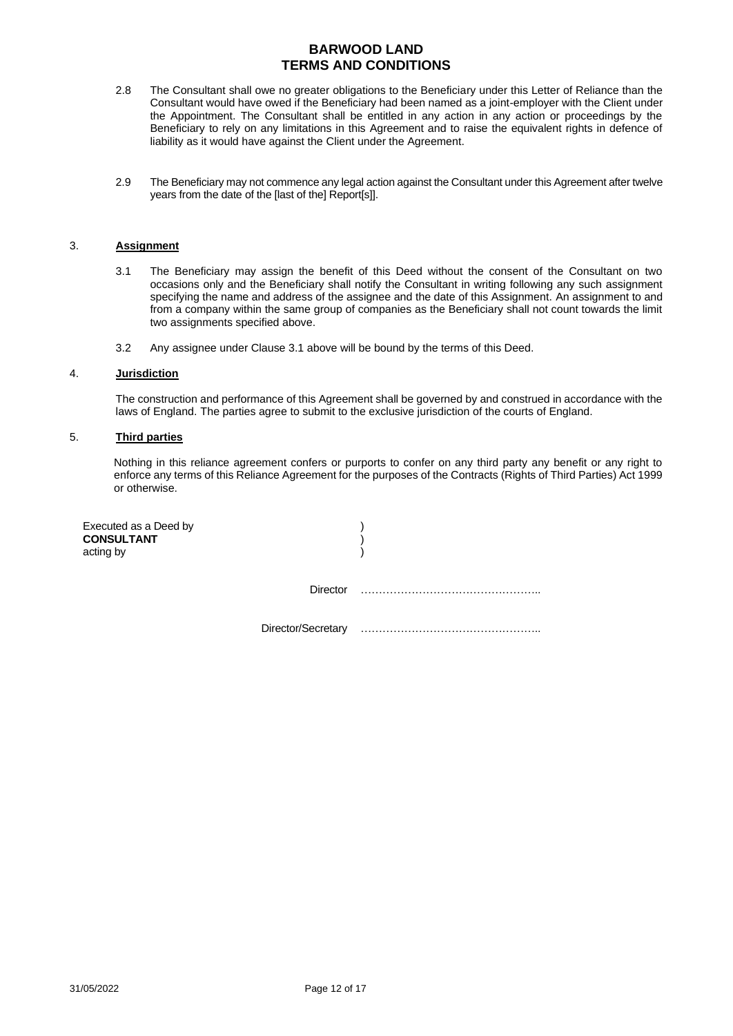2.8 The Consultant shall owe no greater obligations to the Beneficiary under this Letter of Reliance than the Consultant would have owed if the Beneficiary had been named as a joint-employer with the Client under the Appointment. The Consultant shall be entitled in any action in any action or proceedings by the Beneficiary to rely on any limitations in this Agreement and to raise the equivalent rights in defence of liability as it would have against the Client under the Agreement.

2.9 The Beneficiary may not commence any legal action against the Consultant under this Agreement after twelve years from the date of the [last of the] Report[s]].

## 3. **Assignment**

3.1 The Beneficiary may assign the benefit of this Deed without the consent of the Consultant on two occasions only and the Beneficiary shall notify the Consultant in writing following any such assignment specifying the name and address of the assignee and the date of this Assignment. An assignment to and from a company within the same group of companies as the Beneficiary shall not count towards the limit two assignments specified above.

3.2 Any assignee under Clause 3.1 above will be bound by the terms of this Deed.

## 4. **Jurisdiction**

The construction and performance of this Agreement shall be governed by and construed in accordance with the laws of England. The parties agree to submit to the exclusive jurisdiction of the courts of England.

## 5. **Third parties**

Nothing in this reliance agreement confers or purports to confer on any third party any benefit or any right to enforce any terms of this Reliance Agreement for the purposes of the Contracts (Rights of Third Parties) Act 1999 or otherwise.

Executed as a Deed by )
**CONSULTANT** )
acting by )

Director …………………………………………..

Director/Secretary …………………………………………..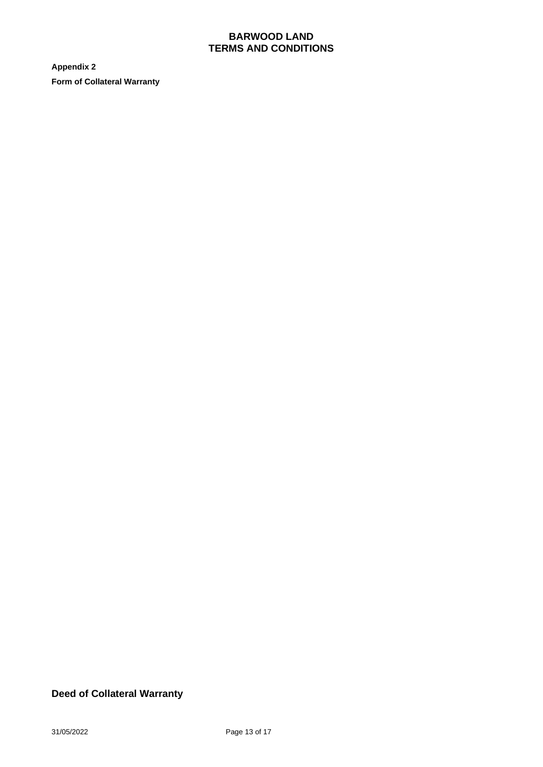**Appendix 2**

**Form of Collateral Warranty**

## Deed of Collateral Warranty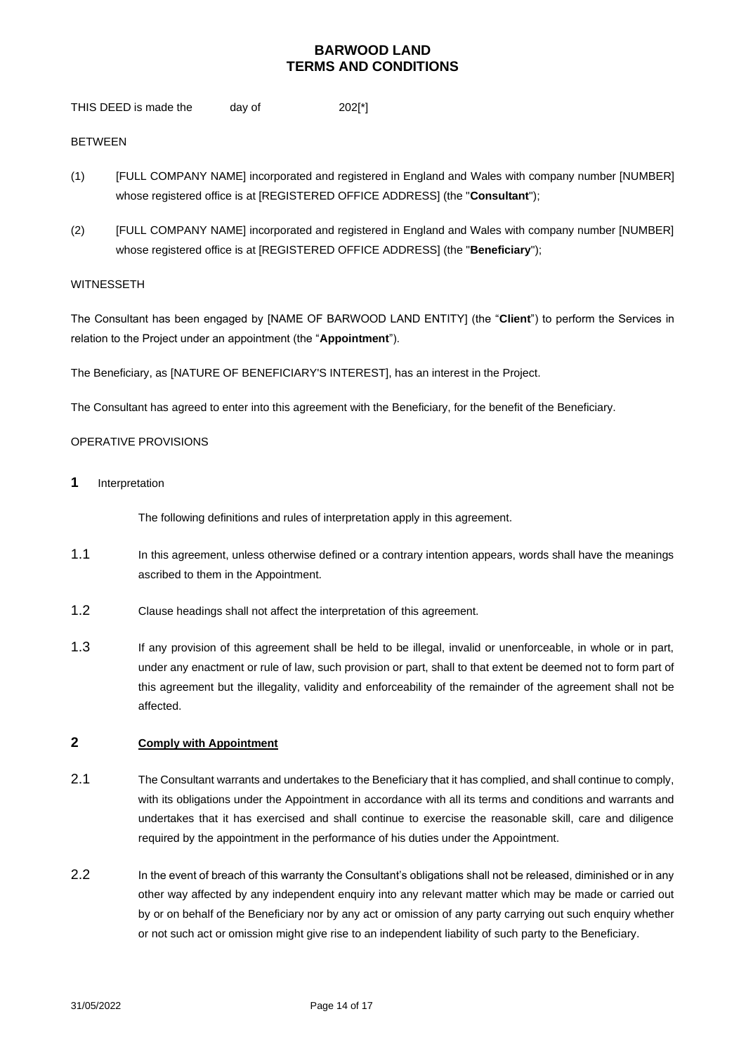# BARWOOD LAND
# TERMS AND CONDITIONS

THIS DEED is made the day of 202[*]

BETWEEN

(1) [FULL COMPANY NAME] incorporated and registered in England and Wales with company number [NUMBER] whose registered office is at [REGISTERED OFFICE ADDRESS] (the "**Consultant**");

(2) [FULL COMPANY NAME] incorporated and registered in England and Wales with company number [NUMBER] whose registered office is at [REGISTERED OFFICE ADDRESS] (the "**Beneficiary**");

WITNESSETH

The Consultant has been engaged by [NAME OF BARWOOD LAND ENTITY] (the "**Client**") to perform the Services in relation to the Project under an appointment (the "**Appointment**").

The Beneficiary, as [NATURE OF BENEFICIARY'S INTEREST], has an interest in the Project.

The Consultant has agreed to enter into this agreement with the Beneficiary, for the benefit of the Beneficiary.

OPERATIVE PROVISIONS

**1** Interpretation

The following definitions and rules of interpretation apply in this agreement.

1.1 In this agreement, unless otherwise defined or a contrary intention appears, words shall have the meanings ascribed to them in the Appointment.

1.2 Clause headings shall not affect the interpretation of this agreement.

1.3 If any provision of this agreement shall be held to be illegal, invalid or unenforceable, in whole or in part, under any enactment or rule of law, such provision or part, shall to that extent be deemed not to form part of this agreement but the illegality, validity and enforceability of the remainder of the agreement shall not be affected.

**2** **Comply with Appointment**

2.1 The Consultant warrants and undertakes to the Beneficiary that it has complied, and shall continue to comply, with its obligations under the Appointment in accordance with all its terms and conditions and warrants and undertakes that it has exercised and shall continue to exercise the reasonable skill, care and diligence required by the appointment in the performance of his duties under the Appointment.

2.2 In the event of breach of this warranty the Consultant's obligations shall not be released, diminished or in any other way affected by any independent enquiry into any relevant matter which may be made or carried out by or on behalf of the Beneficiary nor by any act or omission of any party carrying out such enquiry whether or not such act or omission might give rise to an independent liability of such party to the Beneficiary.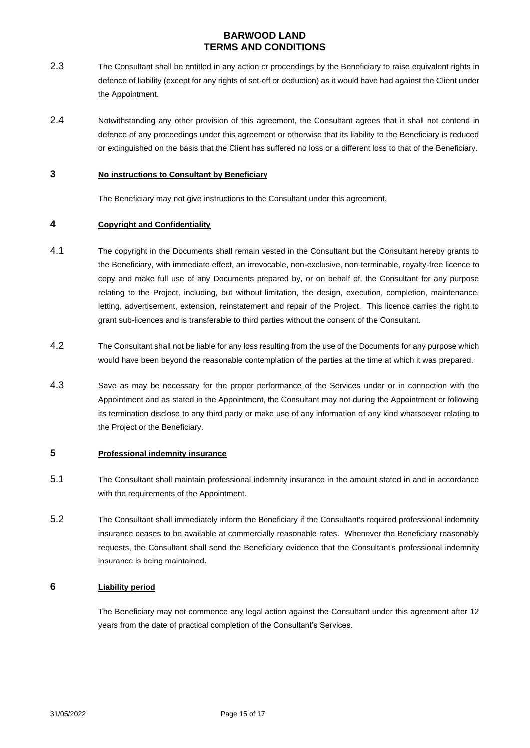2.3 The Consultant shall be entitled in any action or proceedings by the Beneficiary to raise equivalent rights in defence of liability (except for any rights of set-off or deduction) as it would have had against the Client under the Appointment.

2.4 Notwithstanding any other provision of this agreement, the Consultant agrees that it shall not contend in defence of any proceedings under this agreement or otherwise that its liability to the Beneficiary is reduced or extinguished on the basis that the Client has suffered no loss or a different loss to that of the Beneficiary.

## 3 No instructions to Consultant by Beneficiary

The Beneficiary may not give instructions to the Consultant under this agreement.

## 4 Copyright and Confidentiality

4.1 The copyright in the Documents shall remain vested in the Consultant but the Consultant hereby grants to the Beneficiary, with immediate effect, an irrevocable, non-exclusive, non-terminable, royalty-free licence to copy and make full use of any Documents prepared by, or on behalf of, the Consultant for any purpose relating to the Project, including, but without limitation, the design, execution, completion, maintenance, letting, advertisement, extension, reinstatement and repair of the Project. This licence carries the right to grant sub-licences and is transferable to third parties without the consent of the Consultant.

4.2 The Consultant shall not be liable for any loss resulting from the use of the Documents for any purpose which would have been beyond the reasonable contemplation of the parties at the time at which it was prepared.

4.3 Save as may be necessary for the proper performance of the Services under or in connection with the Appointment and as stated in the Appointment, the Consultant may not during the Appointment or following its termination disclose to any third party or make use of any information of any kind whatsoever relating to the Project or the Beneficiary.

## 5 Professional indemnity insurance

5.1 The Consultant shall maintain professional indemnity insurance in the amount stated in and in accordance with the requirements of the Appointment.

5.2 The Consultant shall immediately inform the Beneficiary if the Consultant's required professional indemnity insurance ceases to be available at commercially reasonable rates. Whenever the Beneficiary reasonably requests, the Consultant shall send the Beneficiary evidence that the Consultant's professional indemnity insurance is being maintained.

## 6 Liability period

The Beneficiary may not commence any legal action against the Consultant under this agreement after 12 years from the date of practical completion of the Consultant's Services.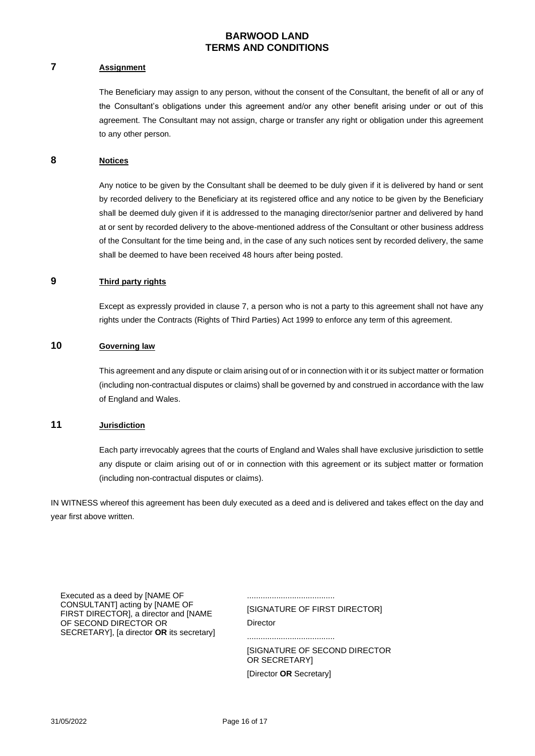## 7 Assignment

The Beneficiary may assign to any person, without the consent of the Consultant, the benefit of all or any of the Consultant's obligations under this agreement and/or any other benefit arising under or out of this agreement. The Consultant may not assign, charge or transfer any right or obligation under this agreement to any other person.

## 8 Notices

Any notice to be given by the Consultant shall be deemed to be duly given if it is delivered by hand or sent by recorded delivery to the Beneficiary at its registered office and any notice to be given by the Beneficiary shall be deemed duly given if it is addressed to the managing director/senior partner and delivered by hand at or sent by recorded delivery to the above-mentioned address of the Consultant or other business address of the Consultant for the time being and, in the case of any such notices sent by recorded delivery, the same shall be deemed to have been received 48 hours after being posted.

## 9 Third party rights

Except as expressly provided in clause 7, a person who is not a party to this agreement shall not have any rights under the Contracts (Rights of Third Parties) Act 1999 to enforce any term of this agreement.

## 10 Governing law

This agreement and any dispute or claim arising out of or in connection with it or its subject matter or formation (including non-contractual disputes or claims) shall be governed by and construed in accordance with the law of England and Wales.

## 11 Jurisdiction

Each party irrevocably agrees that the courts of England and Wales shall have exclusive jurisdiction to settle any dispute or claim arising out of or in connection with this agreement or its subject matter or formation (including non-contractual disputes or claims).

IN WITNESS whereof this agreement has been duly executed as a deed and is delivered and takes effect on the day and year first above written.

| | |
|---|---|
| Executed as a deed by [NAME OF CONSULTANT] acting by [NAME OF FIRST DIRECTOR], a director and [NAME OF SECOND DIRECTOR OR SECRETARY], [a director **OR** its secretary] | ....................................... <br> [SIGNATURE OF FIRST DIRECTOR] <br> Director <br> ....................................... <br> [SIGNATURE OF SECOND DIRECTOR OR SECRETARY] <br> [Director **OR** Secretary] |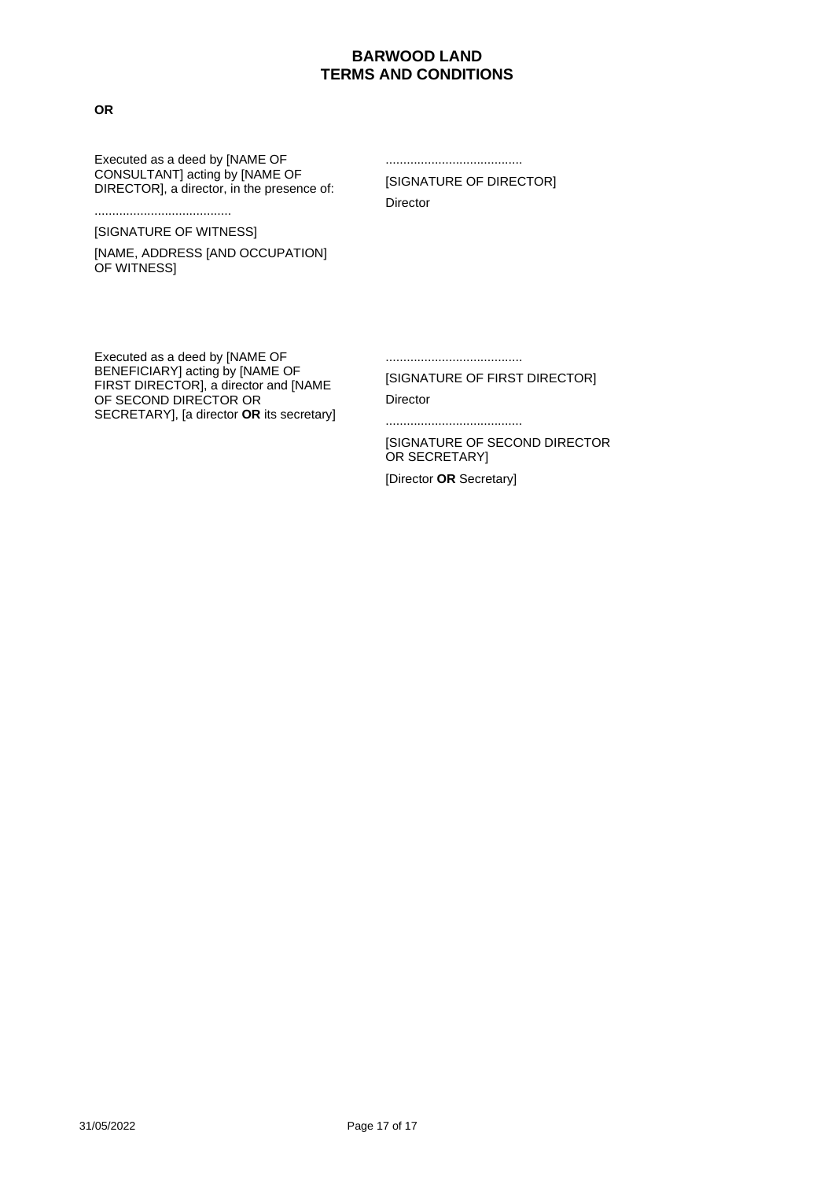**OR**

Executed as a deed by [NAME OF CONSULTANT] acting by [NAME OF DIRECTOR], a director, in the presence of:

.......................................

[SIGNATURE OF WITNESS]

[NAME, ADDRESS [AND OCCUPATION] OF WITNESS]

.......................................

[SIGNATURE OF DIRECTOR]

Director

Executed as a deed by [NAME OF BENEFICIARY] acting by [NAME OF FIRST DIRECTOR], a director and [NAME OF SECOND DIRECTOR OR SECRETARY], [a director **OR** its secretary]

.......................................

[SIGNATURE OF FIRST DIRECTOR]

Director

.......................................

[SIGNATURE OF SECOND DIRECTOR OR SECRETARY]

[Director **OR** Secretary]